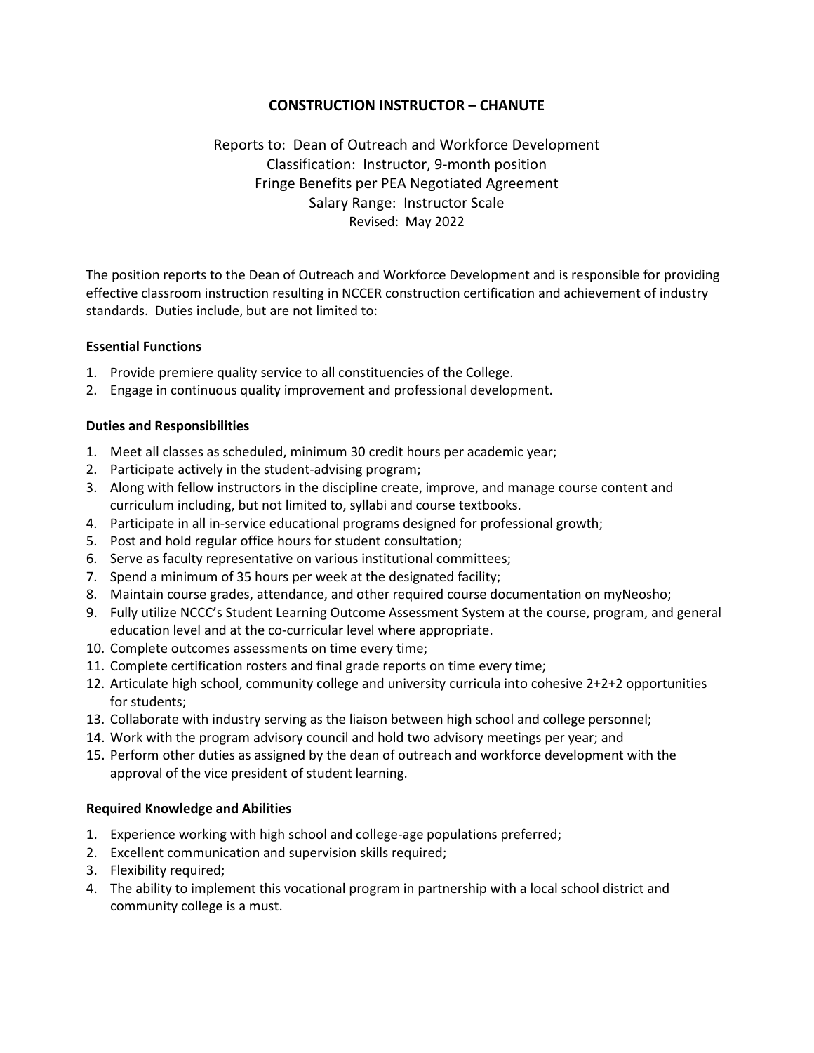# CONSTRUCTION INSTRUCTOR – CHANUTE

Reports to: Dean of Outreach and Workforce Development
Classification: Instructor, 9-month position
Fringe Benefits per PEA Negotiated Agreement
Salary Range: Instructor Scale
Revised: May 2022

The position reports to the Dean of Outreach and Workforce Development and is responsible for providing effective classroom instruction resulting in NCCER construction certification and achievement of industry standards. Duties include, but are not limited to:

**Essential Functions**

1. Provide premiere quality service to all constituencies of the College.
2. Engage in continuous quality improvement and professional development.

**Duties and Responsibilities**

1. Meet all classes as scheduled, minimum 30 credit hours per academic year;
2. Participate actively in the student-advising program;
3. Along with fellow instructors in the discipline create, improve, and manage course content and curriculum including, but not limited to, syllabi and course textbooks.
4. Participate in all in-service educational programs designed for professional growth;
5. Post and hold regular office hours for student consultation;
6. Serve as faculty representative on various institutional committees;
7. Spend a minimum of 35 hours per week at the designated facility;
8. Maintain course grades, attendance, and other required course documentation on myNeosho;
9. Fully utilize NCCC's Student Learning Outcome Assessment System at the course, program, and general education level and at the co-curricular level where appropriate.
10. Complete outcomes assessments on time every time;
11. Complete certification rosters and final grade reports on time every time;
12. Articulate high school, community college and university curricula into cohesive 2+2+2 opportunities for students;
13. Collaborate with industry serving as the liaison between high school and college personnel;
14. Work with the program advisory council and hold two advisory meetings per year; and
15. Perform other duties as assigned by the dean of outreach and workforce development with the approval of the vice president of student learning.

**Required Knowledge and Abilities**

1. Experience working with high school and college-age populations preferred;
2. Excellent communication and supervision skills required;
3. Flexibility required;
4. The ability to implement this vocational program in partnership with a local school district and community college is a must.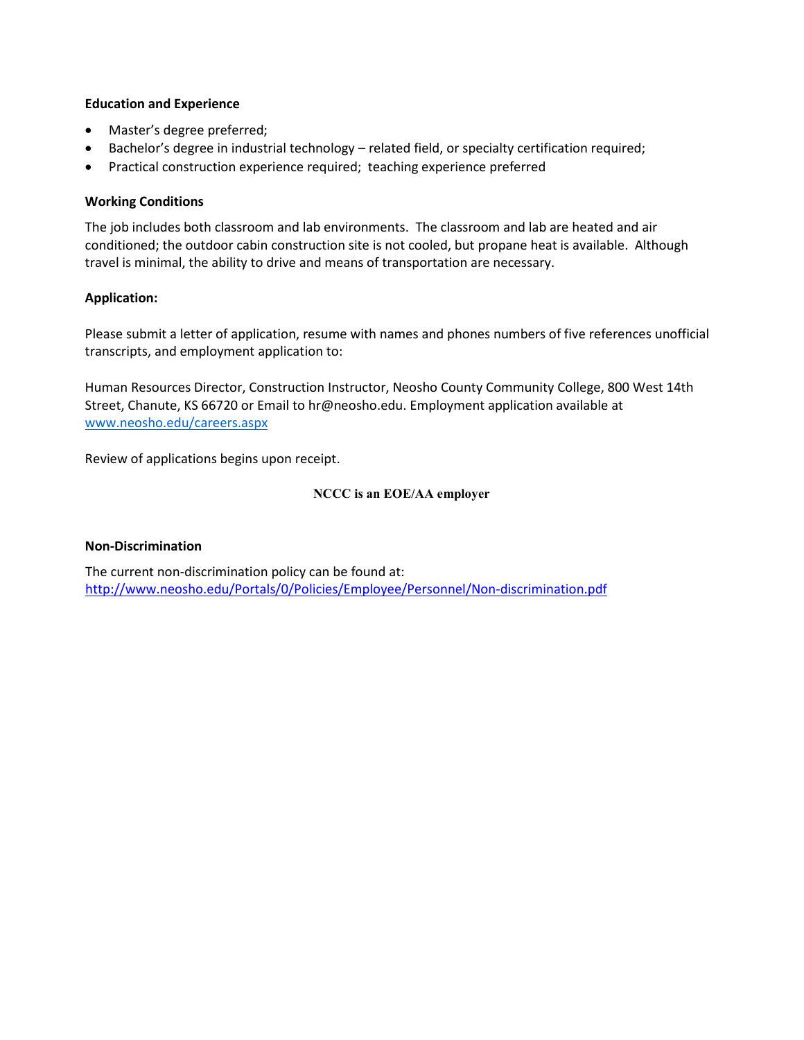**Education and Experience**

- Master's degree preferred;
- Bachelor's degree in industrial technology – related field, or specialty certification required;
- Practical construction experience required; teaching experience preferred

**Working Conditions**

The job includes both classroom and lab environments. The classroom and lab are heated and air conditioned; the outdoor cabin construction site is not cooled, but propane heat is available. Although travel is minimal, the ability to drive and means of transportation are necessary.

**Application:**

Please submit a letter of application, resume with names and phones numbers of five references unofficial transcripts, and employment application to:

Human Resources Director, Construction Instructor, Neosho County Community College, 800 West 14th Street, Chanute, KS 66720 or Email to hr@neosho.edu. Employment application available at [www.neosho.edu/careers.aspx](www.neosho.edu/careers.aspx)

Review of applications begins upon receipt.

**NCCC is an EOE/AA employer**

**Non-Discrimination**

The current non-discrimination policy can be found at:
[http://www.neosho.edu/Portals/0/Policies/Employee/Personnel/Non-discrimination.pdf](http://www.neosho.edu/Portals/0/Policies/Employee/Personnel/Non-discrimination.pdf)